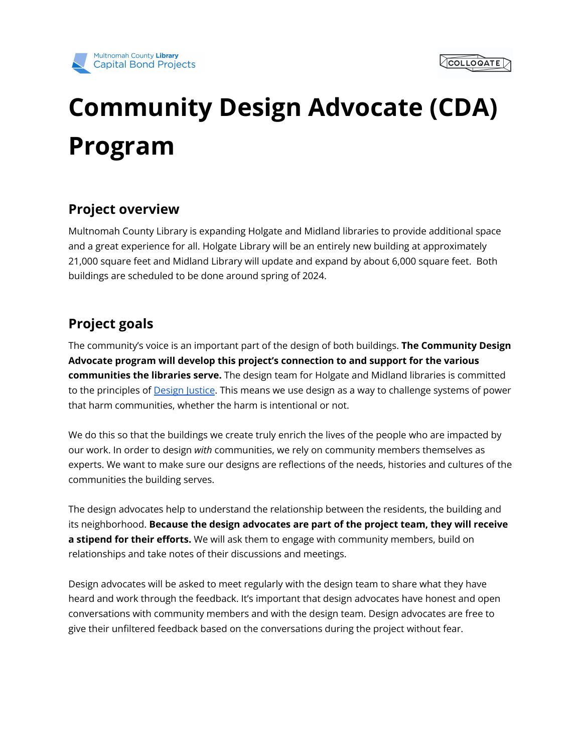# Community Design Advocate (CDA) Program

## Project overview

Multnomah County Library is expanding Holgate and Midland libraries to provide additional space and a great experience for all. Holgate Library will be an entirely new building at approximately 21,000 square feet and Midland Library will update and expand by about 6,000 square feet. Both buildings are scheduled to be done around spring of 2024.

## Project goals

The community's voice is an important part of the design of both buildings. **The Community Design Advocate program will develop this project's connection to and support for the various communities the libraries serve.** The design team for Holgate and Midland libraries is committed to the principles of [Design Justice](). This means we use design as a way to challenge systems of power that harm communities, whether the harm is intentional or not.

We do this so that the buildings we create truly enrich the lives of the people who are impacted by our work. In order to design *with* communities, we rely on community members themselves as experts. We want to make sure our designs are reflections of the needs, histories and cultures of the communities the building serves.

The design advocates help to understand the relationship between the residents, the building and its neighborhood. **Because the design advocates are part of the project team, they will receive a stipend for their efforts.** We will ask them to engage with community members, build on relationships and take notes of their discussions and meetings.

Design advocates will be asked to meet regularly with the design team to share what they have heard and work through the feedback. It's important that design advocates have honest and open conversations with community members and with the design team. Design advocates are free to give their unfiltered feedback based on the conversations during the project without fear.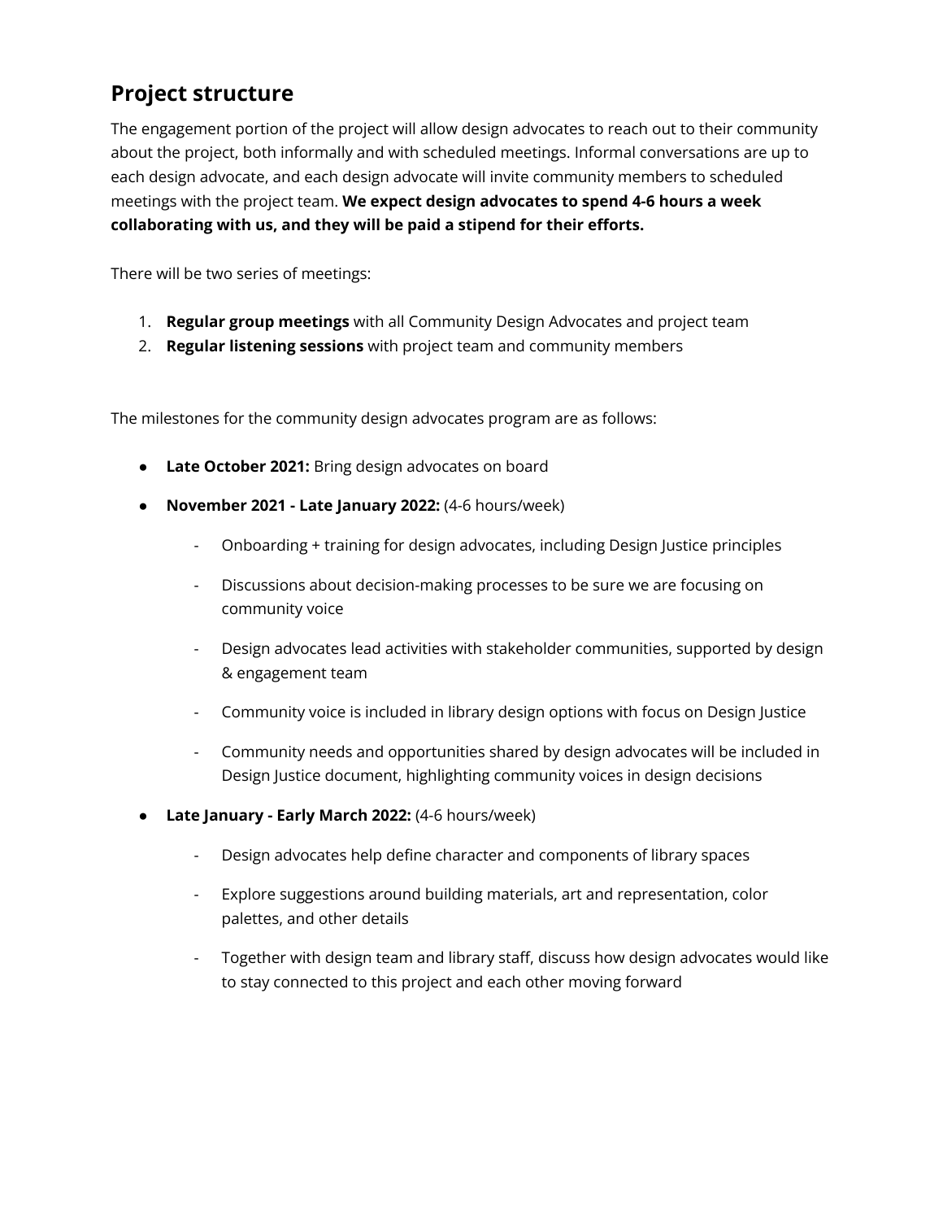## Project structure

The engagement portion of the project will allow design advocates to reach out to their community about the project, both informally and with scheduled meetings. Informal conversations are up to each design advocate, and each design advocate will invite community members to scheduled meetings with the project team. **We expect design advocates to spend 4-6 hours a week collaborating with us, and they will be paid a stipend for their efforts.**

There will be two series of meetings:

1. **Regular group meetings** with all Community Design Advocates and project team
2. **Regular listening sessions** with project team and community members

The milestones for the community design advocates program are as follows:

- **Late October 2021:** Bring design advocates on board
- **November 2021 - Late January 2022:** (4-6 hours/week)
  - Onboarding + training for design advocates, including Design Justice principles
  - Discussions about decision-making processes to be sure we are focusing on community voice
  - Design advocates lead activities with stakeholder communities, supported by design & engagement team
  - Community voice is included in library design options with focus on Design Justice
  - Community needs and opportunities shared by design advocates will be included in Design Justice document, highlighting community voices in design decisions
- **Late January - Early March 2022:** (4-6 hours/week)
  - Design advocates help define character and components of library spaces
  - Explore suggestions around building materials, art and representation, color palettes, and other details
  - Together with design team and library staff, discuss how design advocates would like to stay connected to this project and each other moving forward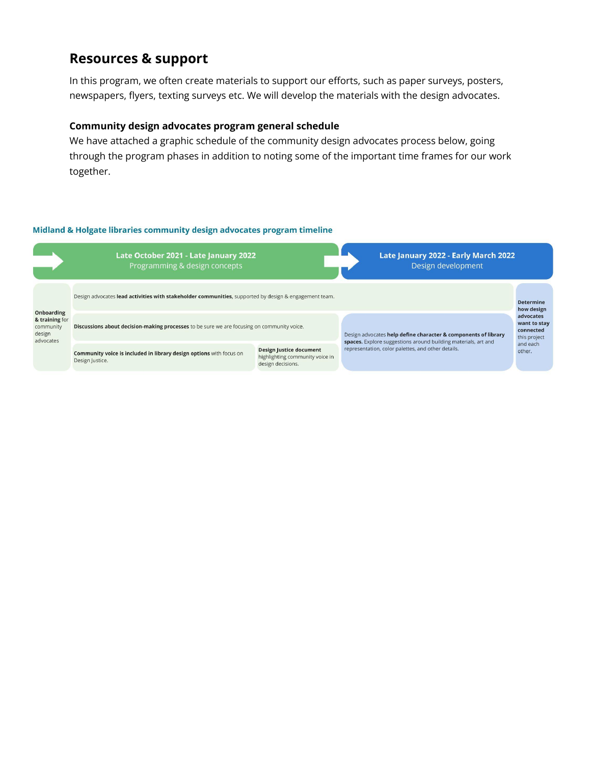## Resources & support

In this program, we often create materials to support our efforts, such as paper surveys, posters, newspapers, flyers, texting surveys etc. We will develop the materials with the design advocates.

### Community design advocates program general schedule

We have attached a graphic schedule of the community design advocates process below, going through the program phases in addition to noting some of the important time frames for our work together.

**Midland & Holgate libraries community design advocates program timeline**

**Late October 2021 - Late January 2022**
Programming & design concepts

- **Onboarding & training** for community design advocates
- Design advocates **lead activities with stakeholder communities**, supported by design & engagement team.
- **Discussions about decision-making processes** to be sure we are focusing on community voice.
- **Community voice is included in library design options** with focus on Design Justice.
- **Design Justice document** highlighting community voice in design decisions.

**Late January 2022 - Early March 2022**
Design development

- Design advocates **help define character & components of library spaces.** Explore suggestions around building materials, art and representation, color palettes, and other details.
- **Determine how design advocates want to stay connected** this project and each other.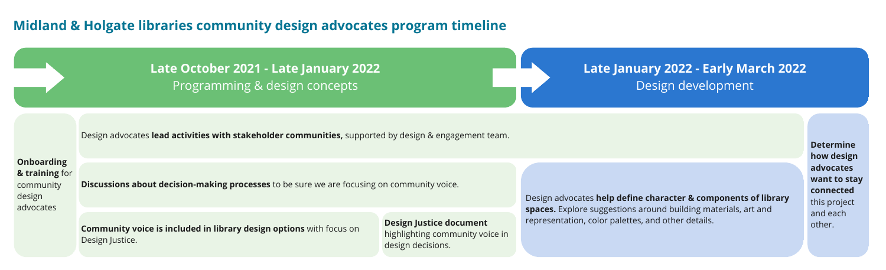## Midland & Holgate libraries community design advocates program timeline

### Late October 2021 - Late January 2022
Programming & design concepts

### Late January 2022 - Early March 2022
Design development

**Onboarding & training** for community design advocates

Design advocates **lead activities with stakeholder communities,** supported by design & engagement team.

**Discussions about decision-making processes** to be sure we are focusing on community voice.

**Community voice is included in library design options** with focus on Design Justice.

**Design Justice document** highlighting community voice in design decisions.

Design advocates **help define character & components of library spaces.** Explore suggestions around building materials, art and representation, color palettes, and other details.

**Determine how design advocates want to stay connected** this project and each other.